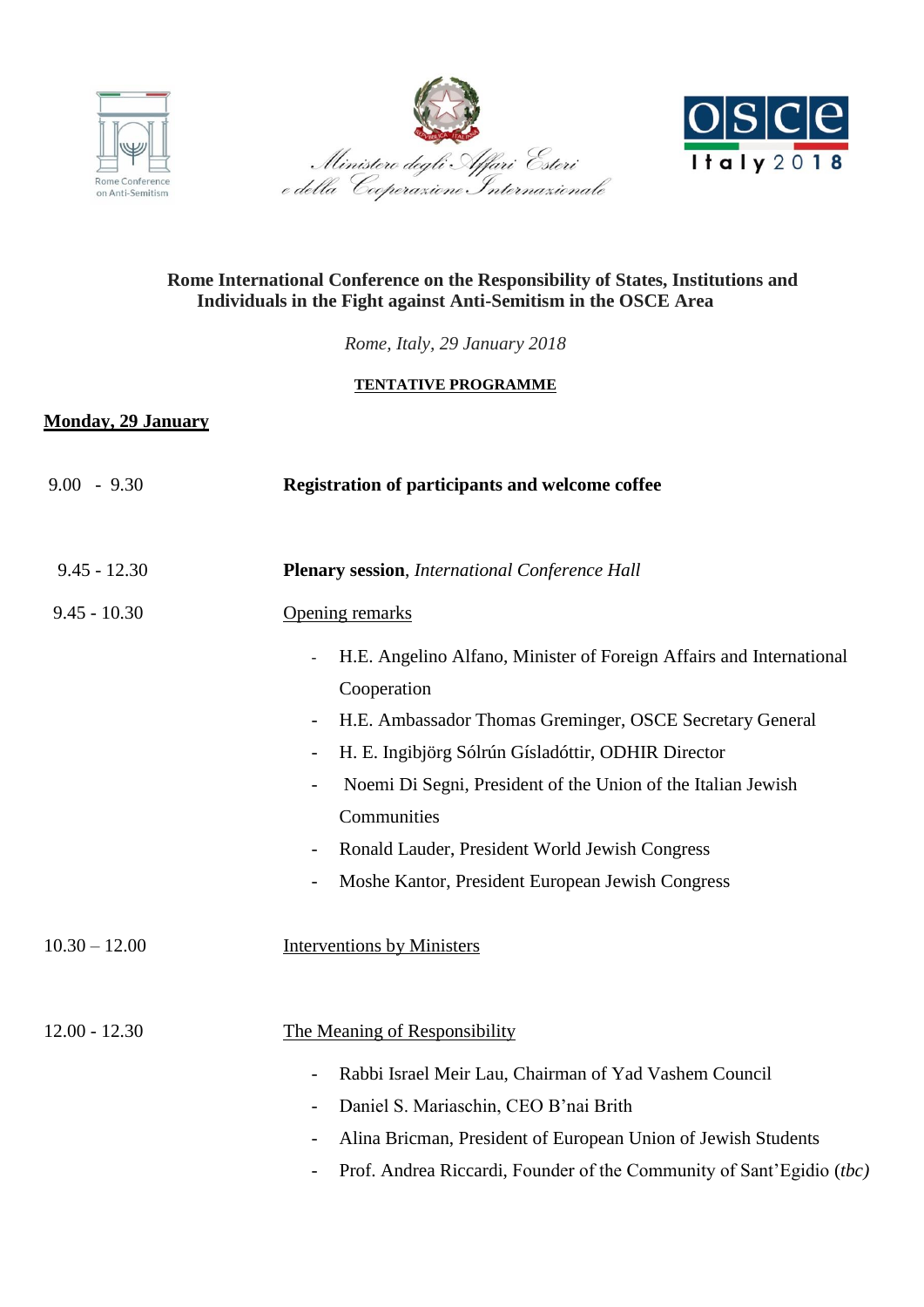Rome Conference on Anti-Semitism

Ministero degli Affari Esteri e della Cooperazione Internazionale

OSCE Italy 2018

# Rome International Conference on the Responsibility of States, Institutions and Individuals in the Fight against Anti-Semitism in the OSCE Area

*Rome, Italy, 29 January 2018*

**TENTATIVE PROGRAMME**

## Monday, 29 January

| | |
|---|---|
| 9.00 - 9.30 | **Registration of participants and welcome coffee** |
| 9.45 - 12.30 | **Plenary session**, *International Conference Hall* |
| 9.45 - 10.30 | Opening remarks |

- H.E. Angelino Alfano, Minister of Foreign Affairs and International Cooperation
- H.E. Ambassador Thomas Greminger, OSCE Secretary General
- H. E. Ingibjörg Sólrún Gísladóttir, ODHIR Director
- Noemi Di Segni, President of the Union of the Italian Jewish Communities
- Ronald Lauder, President World Jewish Congress
- Moshe Kantor, President European Jewish Congress

| | |
|---|---|
| 10.30 – 12.00 | Interventions by Ministers |
| 12.00 - 12.30 | The Meaning of Responsibility |

- Rabbi Israel Meir Lau, Chairman of Yad Vashem Council
- Daniel S. Mariaschin, CEO B'nai Brith
- Alina Bricman, President of European Union of Jewish Students
- Prof. Andrea Riccardi, Founder of the Community of Sant'Egidio (*tbc)*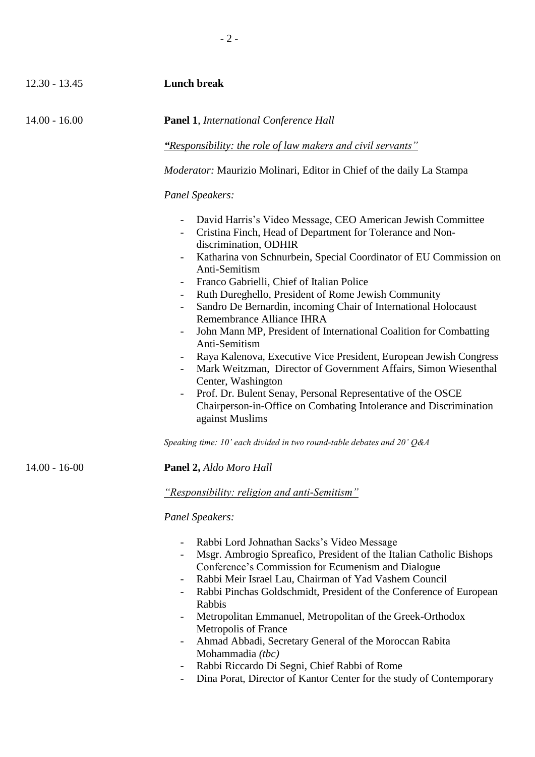12.30 - 13.45 **Lunch break**

14.00 - 16.00 **Panel 1**, *International Conference Hall*

*"Responsibility: the role of law makers and civil servants"*

*Moderator:* Maurizio Molinari, Editor in Chief of the daily La Stampa

*Panel Speakers:*

- David Harris's Video Message, CEO American Jewish Committee
- Cristina Finch, Head of Department for Tolerance and Non-discrimination, ODHIR
- Katharina von Schnurbein, Special Coordinator of EU Commission on Anti-Semitism
- Franco Gabrielli, Chief of Italian Police
- Ruth Dureghello, President of Rome Jewish Community
- Sandro De Bernardin, incoming Chair of International Holocaust Remembrance Alliance IHRA
- John Mann MP, President of International Coalition for Combatting Anti-Semitism
- Raya Kalenova, Executive Vice President, European Jewish Congress
- Mark Weitzman, Director of Government Affairs, Simon Wiesenthal Center, Washington
- Prof. Dr. Bulent Senay, Personal Representative of the OSCE Chairperson-in-Office on Combating Intolerance and Discrimination against Muslims

*Speaking time: 10' each divided in two round-table debates and 20' Q&A*

14.00 - 16-00 **Panel 2,** *Aldo Moro Hall*

*"Responsibility: religion and anti-Semitism"*

*Panel Speakers:*

- Rabbi Lord Johnathan Sacks's Video Message
- Msgr. Ambrogio Spreafico, President of the Italian Catholic Bishops Conference's Commission for Ecumenism and Dialogue
- Rabbi Meir Israel Lau, Chairman of Yad Vashem Council
- Rabbi Pinchas Goldschmidt, President of the Conference of European Rabbis
- Metropolitan Emmanuel, Metropolitan of the Greek-Orthodox Metropolis of France
- Ahmad Abbadi, Secretary General of the Moroccan Rabita Mohammadia *(tbc)*
- Rabbi Riccardo Di Segni, Chief Rabbi of Rome
- Dina Porat, Director of Kantor Center for the study of Contemporary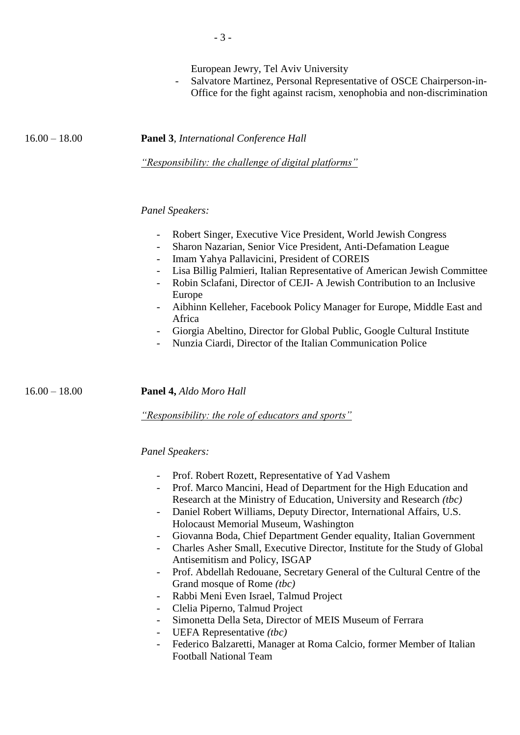European Jewry, Tel Aviv University
- Salvatore Martinez, Personal Representative of OSCE Chairperson-in-Office for the fight against racism, xenophobia and non-discrimination

16.00 – 18.00 **Panel 3**, *International Conference Hall*

*"Responsibility: the challenge of digital platforms"*

*Panel Speakers:*

- Robert Singer, Executive Vice President, World Jewish Congress
- Sharon Nazarian, Senior Vice President, Anti-Defamation League
- Imam Yahya Pallavicini, President of COREIS
- Lisa Billig Palmieri, Italian Representative of American Jewish Committee
- Robin Sclafani, Director of CEJI- A Jewish Contribution to an Inclusive Europe
- Aibhinn Kelleher, Facebook Policy Manager for Europe, Middle East and Africa
- Giorgia Abeltino, Director for Global Public, Google Cultural Institute
- Nunzia Ciardi, Director of the Italian Communication Police

16.00 – 18.00 **Panel 4,** *Aldo Moro Hall*

*"Responsibility: the role of educators and sports"*

*Panel Speakers:*

- Prof. Robert Rozett, Representative of Yad Vashem
- Prof. Marco Mancini, Head of Department for the High Education and Research at the Ministry of Education, University and Research *(tbc)*
- Daniel Robert Williams, Deputy Director, International Affairs, U.S. Holocaust Memorial Museum, Washington
- Giovanna Boda, Chief Department Gender equality, Italian Government
- Charles Asher Small, Executive Director, Institute for the Study of Global Antisemitism and Policy, ISGAP
- Prof. Abdellah Redouane, Secretary General of the Cultural Centre of the Grand mosque of Rome *(tbc)*
- Rabbi Meni Even Israel, Talmud Project
- Clelia Piperno, Talmud Project
- Simonetta Della Seta, Director of MEIS Museum of Ferrara
- UEFA Representative *(tbc)*
- Federico Balzaretti, Manager at Roma Calcio, former Member of Italian Football National Team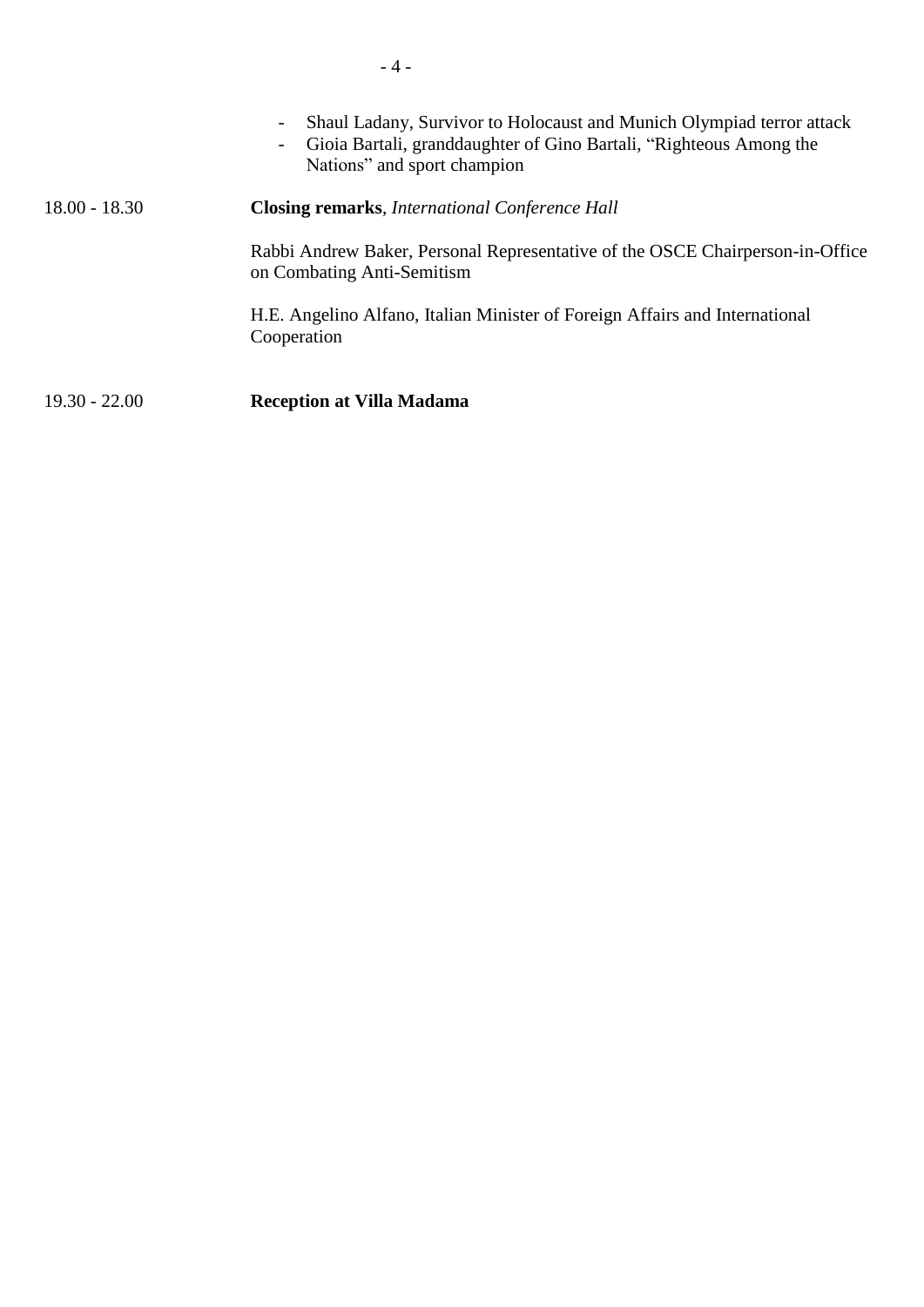- Shaul Ladany, Survivor to Holocaust and Munich Olympiad terror attack
- Gioia Bartali, granddaughter of Gino Bartali, “Righteous Among the Nations” and sport champion

18.00 - 18.30 **Closing remarks**, *International Conference Hall*

Rabbi Andrew Baker, Personal Representative of the OSCE Chairperson-in-Office on Combating Anti-Semitism

H.E. Angelino Alfano, Italian Minister of Foreign Affairs and International Cooperation

19.30 - 22.00 **Reception at Villa Madama**